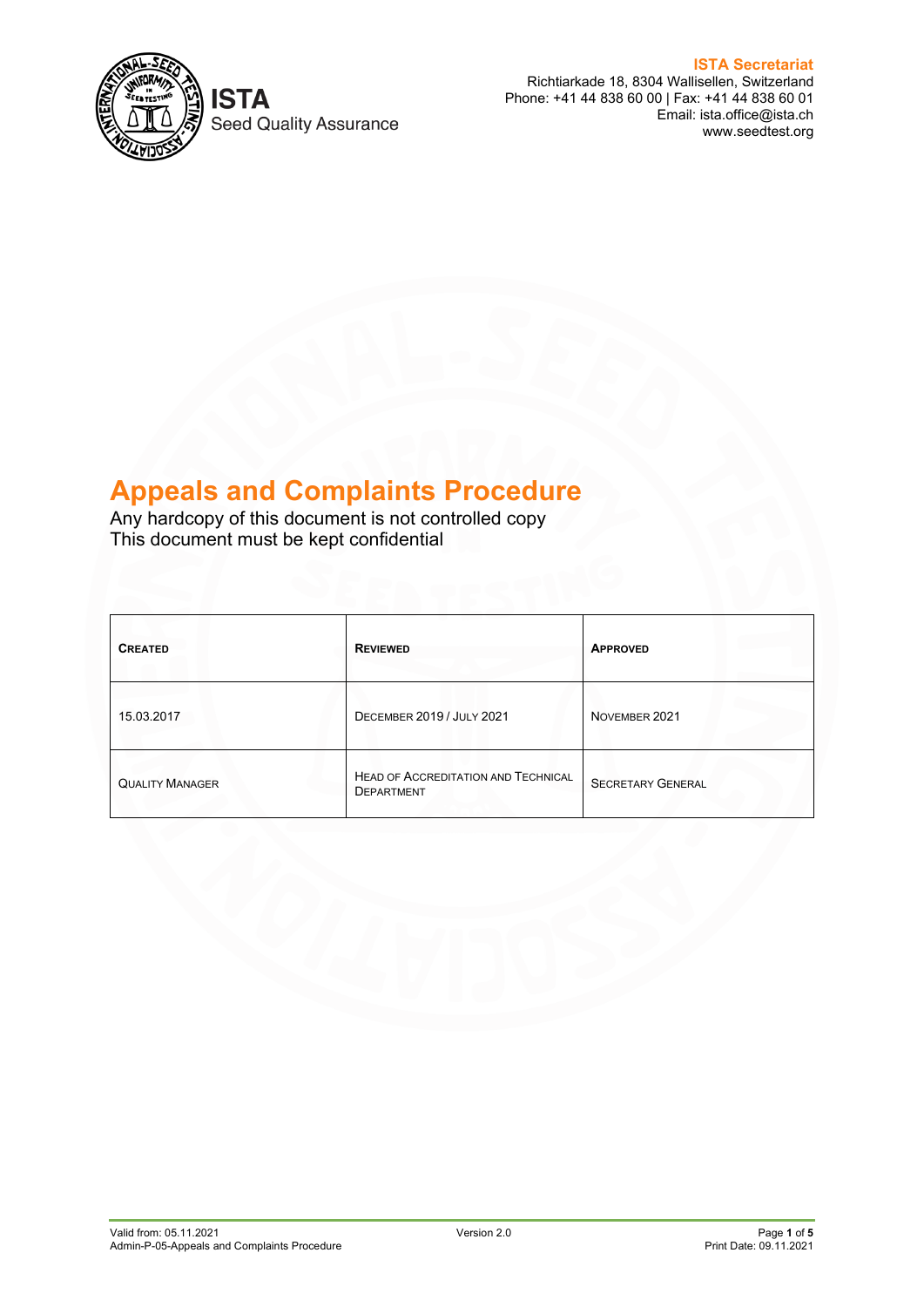ISTA
Seed Quality Assurance

**ISTA Secretariat**
Richtiarkade 18, 8304 Wallisellen, Switzerland
Phone: +41 44 838 60 00 | Fax: +41 44 838 60 01
Email: ista.office@ista.ch
www.seedtest.org

# Appeals and Complaints Procedure

Any hardcopy of this document is not controlled copy
This document must be kept confidential

| | | |
|---|---|---|
| **CREATED** | **REVIEWED** | **APPROVED** |
| 15.03.2017 | DECEMBER 2019 / JULY 2021 | NOVEMBER 2021 |
| QUALITY MANAGER | HEAD OF ACCREDITATION AND TECHNICAL DEPARTMENT | SECRETARY GENERAL |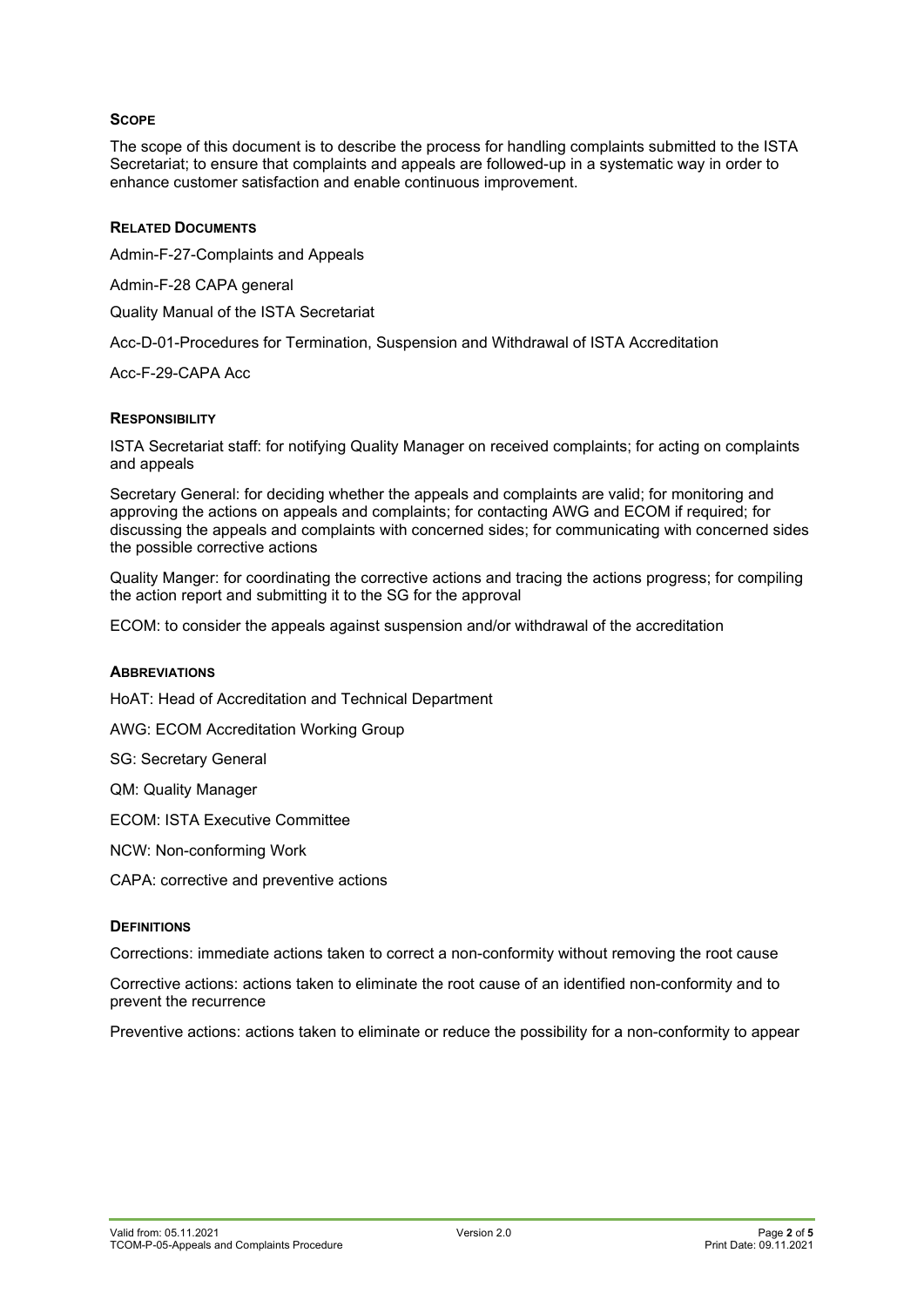## SCOPE

The scope of this document is to describe the process for handling complaints submitted to the ISTA Secretariat; to ensure that complaints and appeals are followed-up in a systematic way in order to enhance customer satisfaction and enable continuous improvement.

## RELATED DOCUMENTS

Admin-F-27-Complaints and Appeals

Admin-F-28 CAPA general

Quality Manual of the ISTA Secretariat

Acc-D-01-Procedures for Termination, Suspension and Withdrawal of ISTA Accreditation

Acc-F-29-CAPA Acc

## RESPONSIBILITY

ISTA Secretariat staff: for notifying Quality Manager on received complaints; for acting on complaints and appeals

Secretary General: for deciding whether the appeals and complaints are valid; for monitoring and approving the actions on appeals and complaints; for contacting AWG and ECOM if required; for discussing the appeals and complaints with concerned sides; for communicating with concerned sides the possible corrective actions

Quality Manger: for coordinating the corrective actions and tracing the actions progress; for compiling the action report and submitting it to the SG for the approval

ECOM: to consider the appeals against suspension and/or withdrawal of the accreditation

## ABBREVIATIONS

HoAT: Head of Accreditation and Technical Department

AWG: ECOM Accreditation Working Group

SG: Secretary General

QM: Quality Manager

ECOM: ISTA Executive Committee

NCW: Non-conforming Work

CAPA: corrective and preventive actions

## DEFINITIONS

Corrections: immediate actions taken to correct a non-conformity without removing the root cause

Corrective actions: actions taken to eliminate the root cause of an identified non-conformity and to prevent the recurrence

Preventive actions: actions taken to eliminate or reduce the possibility for a non-conformity to appear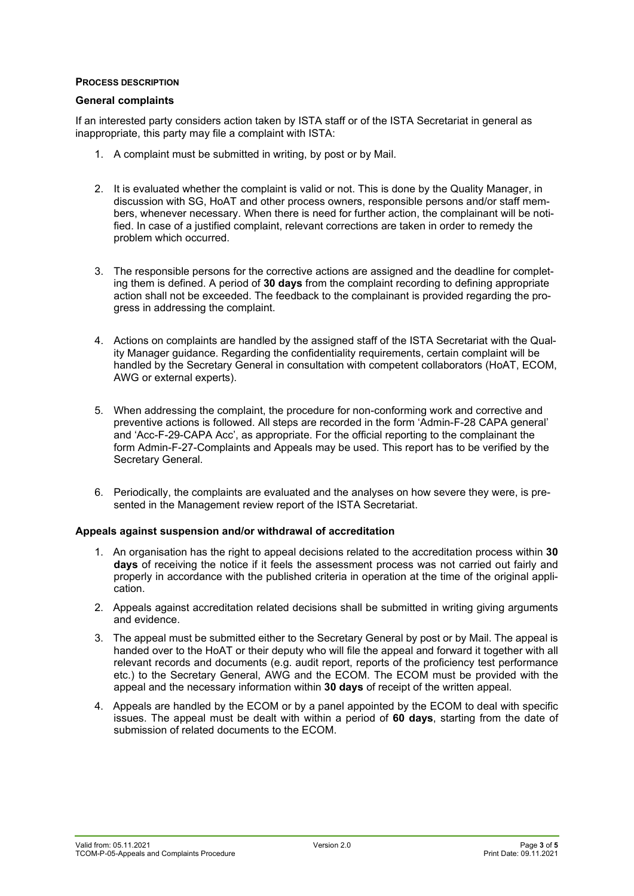#### PROCESS DESCRIPTION

### General complaints

If an interested party considers action taken by ISTA staff or of the ISTA Secretariat in general as inappropriate, this party may file a complaint with ISTA:

1. A complaint must be submitted in writing, by post or by Mail.

2. It is evaluated whether the complaint is valid or not. This is done by the Quality Manager, in discussion with SG, HoAT and other process owners, responsible persons and/or staff members, whenever necessary. When there is need for further action, the complainant will be notified. In case of a justified complaint, relevant corrections are taken in order to remedy the problem which occurred.

3. The responsible persons for the corrective actions are assigned and the deadline for completing them is defined. A period of **30 days** from the complaint recording to defining appropriate action shall not be exceeded. The feedback to the complainant is provided regarding the progress in addressing the complaint.

4. Actions on complaints are handled by the assigned staff of the ISTA Secretariat with the Quality Manager guidance. Regarding the confidentiality requirements, certain complaint will be handled by the Secretary General in consultation with competent collaborators (HoAT, ECOM, AWG or external experts).

5. When addressing the complaint, the procedure for non-conforming work and corrective and preventive actions is followed. All steps are recorded in the form 'Admin-F-28 CAPA general' and 'Acc-F-29-CAPA Acc', as appropriate. For the official reporting to the complainant the form Admin-F-27-Complaints and Appeals may be used. This report has to be verified by the Secretary General.

6. Periodically, the complaints are evaluated and the analyses on how severe they were, is presented in the Management review report of the ISTA Secretariat.

### Appeals against suspension and/or withdrawal of accreditation

1. An organisation has the right to appeal decisions related to the accreditation process within **30 days** of receiving the notice if it feels the assessment process was not carried out fairly and properly in accordance with the published criteria in operation at the time of the original application.
2. Appeals against accreditation related decisions shall be submitted in writing giving arguments and evidence.
3. The appeal must be submitted either to the Secretary General by post or by Mail. The appeal is handed over to the HoAT or their deputy who will file the appeal and forward it together with all relevant records and documents (e.g. audit report, reports of the proficiency test performance etc.) to the Secretary General, AWG and the ECOM. The ECOM must be provided with the appeal and the necessary information within **30 days** of receipt of the written appeal.
4. Appeals are handled by the ECOM or by a panel appointed by the ECOM to deal with specific issues. The appeal must be dealt with within a period of **60 days**, starting from the date of submission of related documents to the ECOM.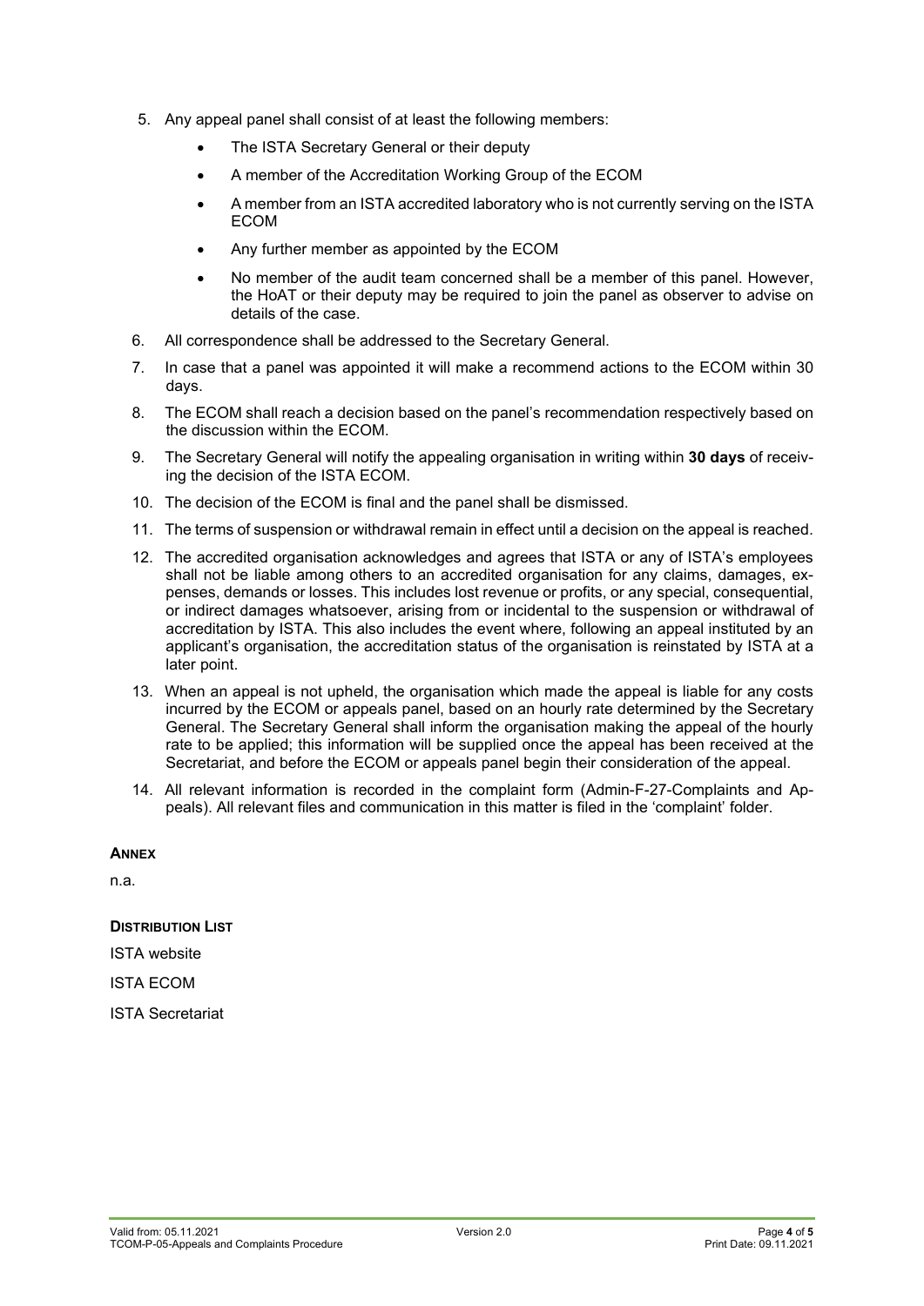5. Any appeal panel shall consist of at least the following members:
    - The ISTA Secretary General or their deputy
    - A member of the Accreditation Working Group of the ECOM
    - A member from an ISTA accredited laboratory who is not currently serving on the ISTA ECOM
    - Any further member as appointed by the ECOM
    - No member of the audit team concerned shall be a member of this panel. However, the HoAT or their deputy may be required to join the panel as observer to advise on details of the case.
6. All correspondence shall be addressed to the Secretary General.
7. In case that a panel was appointed it will make a recommend actions to the ECOM within 30 days.
8. The ECOM shall reach a decision based on the panel's recommendation respectively based on the discussion within the ECOM.
9. The Secretary General will notify the appealing organisation in writing within **30 days** of receiving the decision of the ISTA ECOM.
10. The decision of the ECOM is final and the panel shall be dismissed.
11. The terms of suspension or withdrawal remain in effect until a decision on the appeal is reached.
12. The accredited organisation acknowledges and agrees that ISTA or any of ISTA's employees shall not be liable among others to an accredited organisation for any claims, damages, expenses, demands or losses. This includes lost revenue or profits, or any special, consequential, or indirect damages whatsoever, arising from or incidental to the suspension or withdrawal of accreditation by ISTA. This also includes the event where, following an appeal instituted by an applicant's organisation, the accreditation status of the organisation is reinstated by ISTA at a later point.
13. When an appeal is not upheld, the organisation which made the appeal is liable for any costs incurred by the ECOM or appeals panel, based on an hourly rate determined by the Secretary General. The Secretary General shall inform the organisation making the appeal of the hourly rate to be applied; this information will be supplied once the appeal has been received at the Secretariat, and before the ECOM or appeals panel begin their consideration of the appeal.
14. All relevant information is recorded in the complaint form (Admin-F-27-Complaints and Appeals). All relevant files and communication in this matter is filed in the 'complaint' folder.

**ANNEX**

n.a.

**DISTRIBUTION LIST**

ISTA website

ISTA ECOM

ISTA Secretariat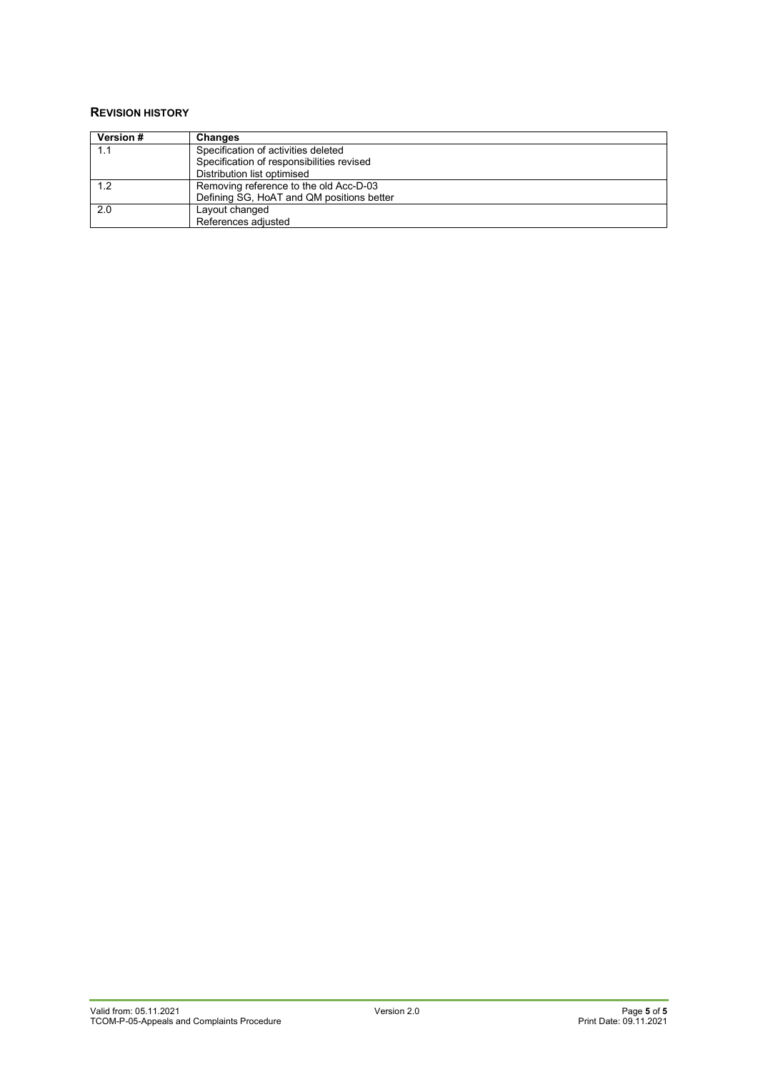## REVISION HISTORY

| Version # | Changes |
|---|---|
| 1.1 | Specification of activities deleted<br>Specification of responsibilities revised<br>Distribution list optimised |
| 1.2 | Removing reference to the old Acc-D-03<br>Defining SG, HoAT and QM positions better |
| 2.0 | Layout changed<br>References adjusted |